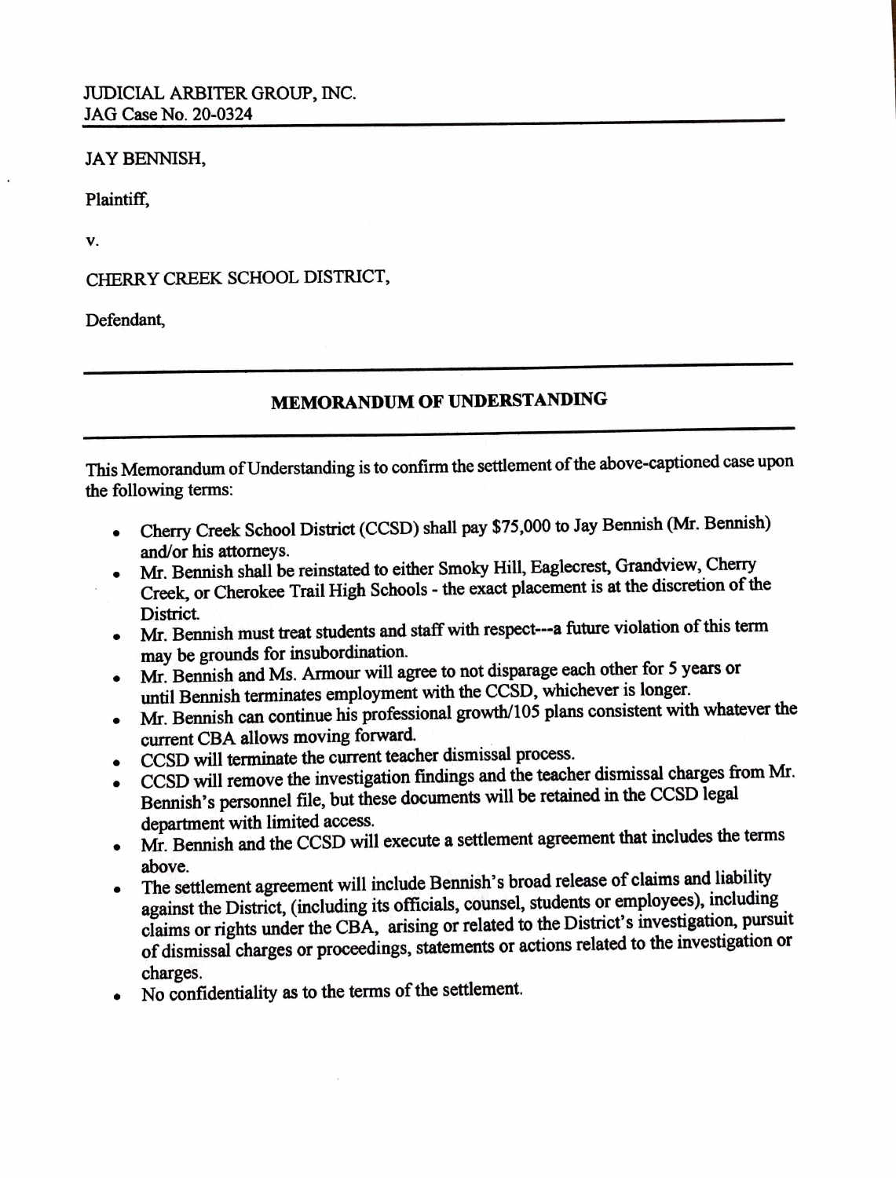JUDICIAL ARBITER GROUP, INC.
JAG Case No. 20-0324

---

JAY BENNISH,

Plaintiff,

v.

CHERRY CREEK SCHOOL DISTRICT,

Defendant,

---

## MEMORANDUM OF UNDERSTANDING

---

This Memorandum of Understanding is to confirm the settlement of the above-captioned case upon the following terms:

- Cherry Creek School District (CCSD) shall pay $75,000 to Jay Bennish (Mr. Bennish) and/or his attorneys.
- Mr. Bennish shall be reinstated to either Smoky Hill, Eaglecrest, Grandview, Cherry Creek, or Cherokee Trail High Schools - the exact placement is at the discretion of the District.
- Mr. Bennish must treat students and staff with respect---a future violation of this term may be grounds for insubordination.
- Mr. Bennish and Ms. Armour will agree to not disparage each other for 5 years or until Bennish terminates employment with the CCSD, whichever is longer.
- Mr. Bennish can continue his professional growth/105 plans consistent with whatever the current CBA allows moving forward.
- CCSD will terminate the current teacher dismissal process.
- CCSD will remove the investigation findings and the teacher dismissal charges from Mr. Bennish's personnel file, but these documents will be retained in the CCSD legal department with limited access.
- Mr. Bennish and the CCSD will execute a settlement agreement that includes the terms above.
- The settlement agreement will include Bennish's broad release of claims and liability against the District, (including its officials, counsel, students or employees), including claims or rights under the CBA, arising or related to the District's investigation, pursuit of dismissal charges or proceedings, statements or actions related to the investigation or charges.
- No confidentiality as to the terms of the settlement.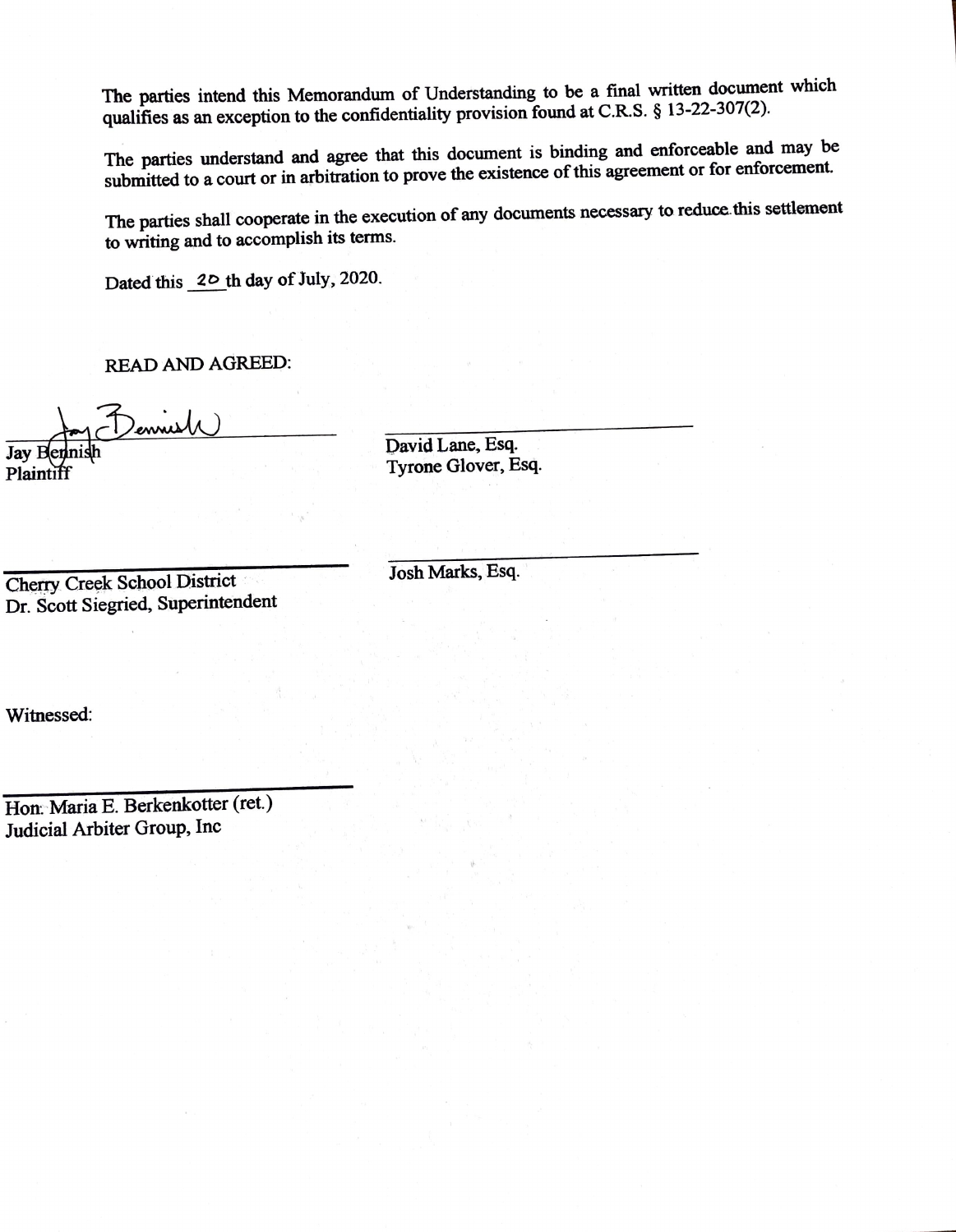The parties intend this Memorandum of Understanding to be a final written document which qualifies as an exception to the confidentiality provision found at C.R.S. § 13-22-307(2).

The parties understand and agree that this document is binding and enforceable and may be submitted to a court or in arbitration to prove the existence of this agreement or for enforcement.

The parties shall cooperate in the execution of any documents necessary to reduce this settlement to writing and to accomplish its terms.

Dated this 20 th day of July, 2020.

READ AND AGREED:

| | |
|---|---|
| Jay Bennish<br>Plaintiff | David Lane, Esq.<br>Tyrone Glover, Esq. |
| Cherry Creek School District<br>Dr. Scott Siegried, Superintendent | Josh Marks, Esq. |

Witnessed:

Hon. Maria E. Berkenkotter (ret.)
Judicial Arbiter Group, Inc